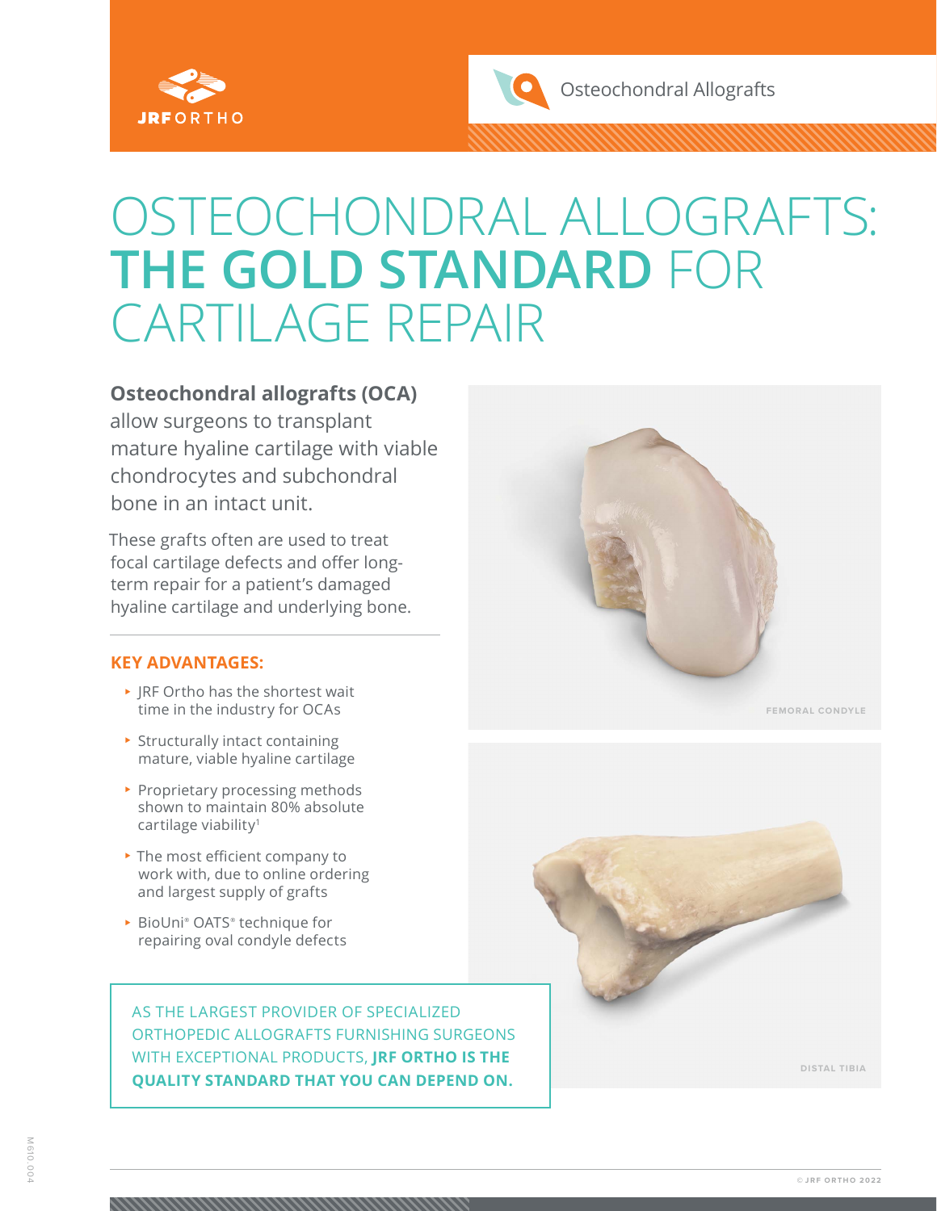JRF ORTHO

Osteochondral Allografts

# OSTEOCHONDRAL ALLOGRAFTS: **THE GOLD STANDARD** FOR CARTILAGE REPAIR

**Osteochondral allografts (OCA)** allow surgeons to transplant mature hyaline cartilage with viable chondrocytes and subchondral bone in an intact unit.

These grafts often are used to treat focal cartilage defects and offer long-term repair for a patient's damaged hyaline cartilage and underlying bone.

### KEY ADVANTAGES:

- JRF Ortho has the shortest wait time in the industry for OCAs
- Structurally intact containing mature, viable hyaline cartilage
- Proprietary processing methods shown to maintain 80% absolute cartilage viability[1]
- The most efficient company to work with, due to online ordering and largest supply of grafts
- BioUni® OATS® technique for repairing oval condyle defects

FEMORAL CONDYLE

DISTAL TIBIA

AS THE LARGEST PROVIDER OF SPECIALIZED ORTHOPEDIC ALLOGRAFTS FURNISHING SURGEONS WITH EXCEPTIONAL PRODUCTS, **JRF ORTHO IS THE QUALITY STANDARD THAT YOU CAN DEPEND ON.**

M610.004

© JRF ORTHO 2022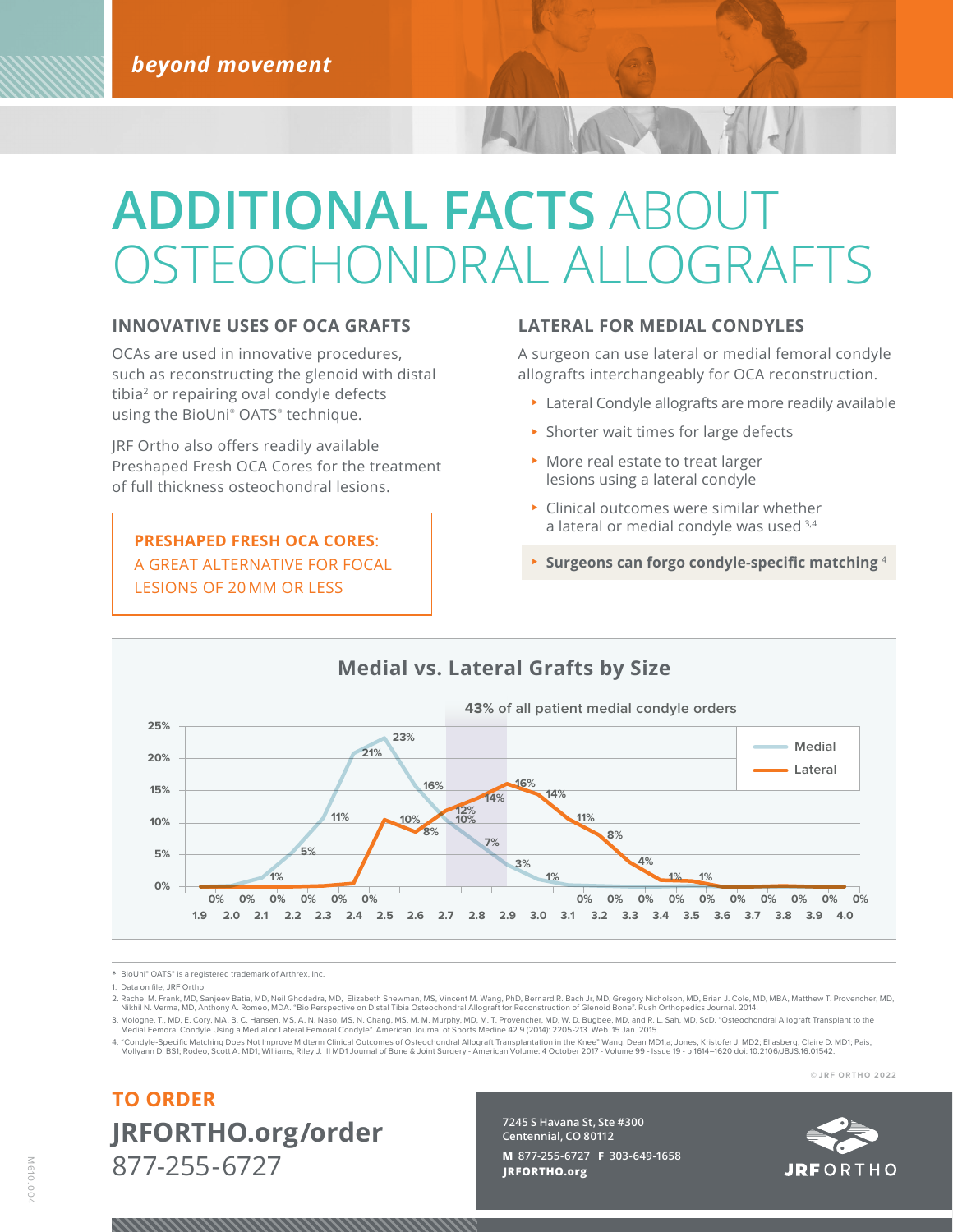*beyond movement*

# ADDITIONAL FACTS ABOUT OSTEOCHONDRAL ALLOGRAFTS

## INNOVATIVE USES OF OCA GRAFTS

OCAs are used in innovative procedures, such as reconstructing the glenoid with distal tibia[2] or repairing oval condyle defects using the BioUni® OATS® technique.

JRF Ortho also offers readily available Preshaped Fresh OCA Cores for the treatment of full thickness osteochondral lesions.

**PRESHAPED FRESH OCA CORES**: A GREAT ALTERNATIVE FOR FOCAL LESIONS OF 20 MM OR LESS

## LATERAL FOR MEDIAL CONDYLES

A surgeon can use lateral or medial femoral condyle allografts interchangeably for OCA reconstruction.

- Lateral Condyle allografts are more readily available
- Shorter wait times for large defects
- More real estate to treat larger lesions using a lateral condyle
- Clinical outcomes were similar whether a lateral or medial condyle was used [3,4]
- **Surgeons can forgo condyle-specific matching** [4]

### Medial vs. Lateral Grafts by Size

43% of all patient medial condyle orders

25%
20%
15%
10%
5%
0%

Medial
Lateral

1%, 5%, 11%, 21%, 23%, 16%, 7%, 3%, 1%
10%, 8%, 12%, 10%, 14%, 16%, 14%, 11%, 8%, 4%, 1%, 1%
0% 0% 0% 0% 0% 0% 0% 0% 0% 0% 0% 0% 0% 0% 0% 0%

1.9 2.0 2.1 2.2 2.3 2.4 2.5 2.6 2.7 2.8 2.9 3.0 3.1 3.2 3.3 3.4 3.5 3.6 3.7 3.8 3.9 4.0

\* BioUni® OATS® is a registered trademark of Arthrex, Inc.

1. Data on file, JRF Ortho
2. Rachel M. Frank, MD, Sanjeev Batia, MD, Neil Ghodadra, MD, Elizabeth Shewman, MS, Vincent M. Wang, PhD, Bernard R. Bach Jr, MD, Gregory Nicholson, MD, Brian J. Cole, MD, MBA, Matthew T. Provencher, MD, Nikhil N. Verma, MD, Anthony A. Romeo, MDA. "Bio Perspective on Distal Tibia Osteochondral Allograft for Reconstruction of Glenoid Bone". Rush Orthopedics Journal. 2014.
3. Mologne, T., MD, E. Cory, MA, B. C. Hansen, MS, A. N. Naso, MS, N. Chang, MS, M. M. Murphy, MD, M. T. Provencher, MD, W. D. Bugbee, MD, and R. L. Sah, MD, ScD. "Osteochondral Allograft Transplant to the Medial Femoral Condyle Using a Medial or Lateral Femoral Condyle". American Journal of Sports Medine 42.9 (2014): 2205-213. Web. 15 Jan. 2015.
4. "Condyle-Specific Matching Does Not Improve Midterm Clinical Outcomes of Osteochondral Allograft Transplantation in the Knee" Wang, Dean MD1,a; Jones, Kristofer J. MD2; Eliasberg, Claire D. MD1; Pais, Mollyann D. BS1; Rodeo, Scott A. MD1; Williams, Riley J. III MD1 Journal of Bone & Joint Surgery - American Volume: 4 October 2017 - Volume 99 - Issue 19 - p 1614–1620 doi: 10.2106/JBJS.16.01542.

© JRF ORTHO 2022

## TO ORDER

**JRFORTHO.org/order**
877-255-6727

7245 S Havana St, Ste #300
Centennial, CO 80112
**M** 877-255-6727 **F** 303-649-1658
**JRFORTHO.org**

JRFORTHO

M610.004